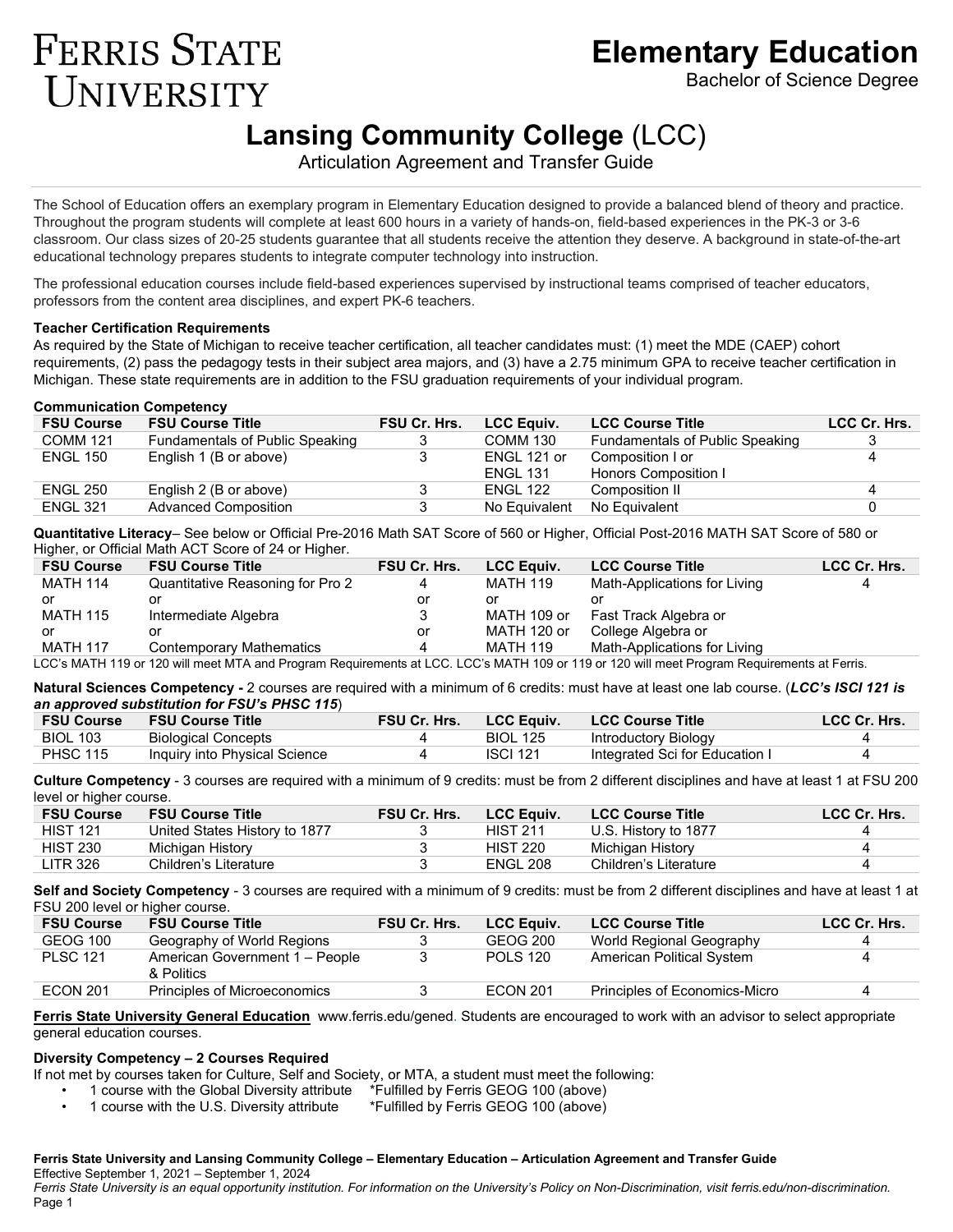# Ferris State University

# Elementary Education

Bachelor of Science Degree

## Lansing Community College (LCC)

Articulation Agreement and Transfer Guide

The School of Education offers an exemplary program in Elementary Education designed to provide a balanced blend of theory and practice. Throughout the program students will complete at least 600 hours in a variety of hands-on, field-based experiences in the PK-3 or 3-6 classroom. Our class sizes of 20-25 students guarantee that all students receive the attention they deserve. A background in state-of-the-art educational technology prepares students to integrate computer technology into instruction.

The professional education courses include field-based experiences supervised by instructional teams comprised of teacher educators, professors from the content area disciplines, and expert PK-6 teachers.

**Teacher Certification Requirements**

As required by the State of Michigan to receive teacher certification, all teacher candidates must: (1) meet the MDE (CAEP) cohort requirements, (2) pass the pedagogy tests in their subject area majors, and (3) have a 2.75 minimum GPA to receive teacher certification in Michigan. These state requirements are in addition to the FSU graduation requirements of your individual program.

**Communication Competency**

| FSU Course | FSU Course Title | FSU Cr. Hrs. | LCC Equiv. | LCC Course Title | LCC Cr. Hrs. |
|---|---|---|---|---|---|
| COMM 121 | Fundamentals of Public Speaking | 3 | COMM 130 | Fundamentals of Public Speaking | 3 |
| ENGL 150 | English 1 (B or above) | 3 | ENGL 121 or ENGL 131 | Composition I or Honors Composition I | 4 |
| ENGL 250 | English 2 (B or above) | 3 | ENGL 122 | Composition II | 4 |
| ENGL 321 | Advanced Composition | 3 | No Equivalent | No Equivalent | 0 |

**Quantitative Literacy**– See below or Official Pre-2016 Math SAT Score of 560 or Higher, Official Post-2016 MATH SAT Score of 580 or Higher, or Official Math ACT Score of 24 or Higher.

| FSU Course | FSU Course Title | FSU Cr. Hrs. | LCC Equiv. | LCC Course Title | LCC Cr. Hrs. |
|---|---|---|---|---|---|
| MATH 114 | Quantitative Reasoning for Pro 2 | 4 | MATH 119 | Math-Applications for Living | 4 |
| or | or | or | or | or | |
| MATH 115 | Intermediate Algebra | 3 | MATH 109 or | Fast Track Algebra or | |
| or | or | or | MATH 120 or | College Algebra or | |
| MATH 117 | Contemporary Mathematics | 4 | MATH 119 | Math-Applications for Living | |

LCC's MATH 119 or 120 will meet MTA and Program Requirements at LCC. LCC's MATH 109 or 119 or 120 will meet Program Requirements at Ferris.

**Natural Sciences Competency -** 2 courses are required with a minimum of 6 credits: must have at least one lab course. (***LCC's ISCI 121 is an approved substitution for FSU's PHSC 115***)

| FSU Course | FSU Course Title | FSU Cr. Hrs. | LCC Equiv. | LCC Course Title | LCC Cr. Hrs. |
|---|---|---|---|---|---|
| BIOL 103 | Biological Concepts | 4 | BIOL 125 | Introductory Biology | 4 |
| PHSC 115 | Inquiry into Physical Science | 4 | ISCI 121 | Integrated Sci for Education I | 4 |

**Culture Competency** - 3 courses are required with a minimum of 9 credits: must be from 2 different disciplines and have at least 1 at FSU 200 level or higher course.

| FSU Course | FSU Course Title | FSU Cr. Hrs. | LCC Equiv. | LCC Course Title | LCC Cr. Hrs. |
|---|---|---|---|---|---|
| HIST 121 | United States History to 1877 | 3 | HIST 211 | U.S. History to 1877 | 4 |
| HIST 230 | Michigan History | 3 | HIST 220 | Michigan History | 4 |
| LITR 326 | Children's Literature | 3 | ENGL 208 | Children's Literature | 4 |

**Self and Society Competency** - 3 courses are required with a minimum of 9 credits: must be from 2 different disciplines and have at least 1 at FSU 200 level or higher course.

| FSU Course | FSU Course Title | FSU Cr. Hrs. | LCC Equiv. | LCC Course Title | LCC Cr. Hrs. |
|---|---|---|---|---|---|
| GEOG 100 | Geography of World Regions | 3 | GEOG 200 | World Regional Geography | 4 |
| PLSC 121 | American Government 1 – People & Politics | 3 | POLS 120 | American Political System | 4 |
| ECON 201 | Principles of Microeconomics | 3 | ECON 201 | Principles of Economics-Micro | 4 |

**Ferris State University General Education** www.ferris.edu/gened. Students are encouraged to work with an advisor to select appropriate general education courses.

**Diversity Competency – 2 Courses Required**

If not met by courses taken for Culture, Self and Society, or MTA, a student must meet the following:

- 1 course with the Global Diversity attribute *Fulfilled by Ferris GEOG 100 (above)
- 1 course with the U.S. Diversity attribute *Fulfilled by Ferris GEOG 100 (above)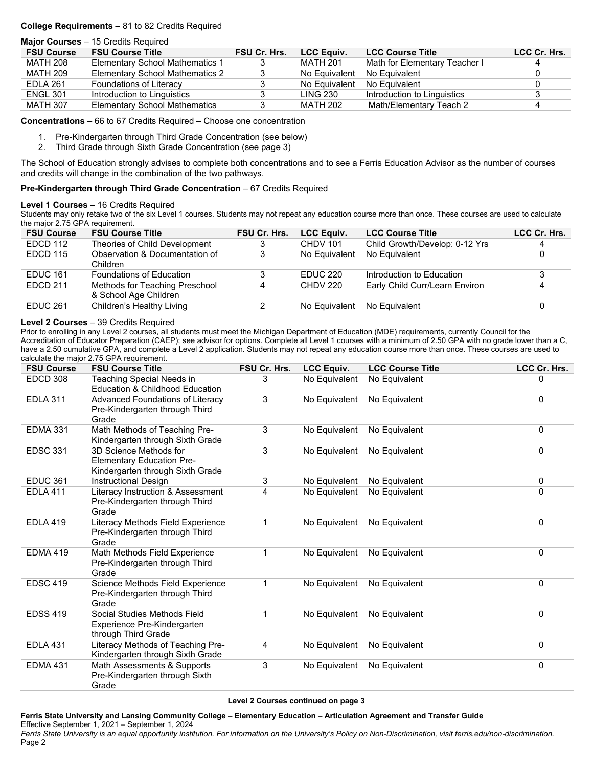**College Requirements** – 81 to 82 Credits Required

**Major Courses** – 15 Credits Required

| FSU Course | FSU Course Title | FSU Cr. Hrs. | LCC Equiv. | LCC Course Title | LCC Cr. Hrs. |
|---|---|---|---|---|---|
| MATH 208 | Elementary School Mathematics 1 | 3 | MATH 201 | Math for Elementary Teacher I | 4 |
| MATH 209 | Elementary School Mathematics 2 | 3 | No Equivalent | No Equivalent | 0 |
| EDLA 261 | Foundations of Literacy | 3 | No Equivalent | No Equivalent | 0 |
| ENGL 301 | Introduction to Linguistics | 3 | LING 230 | Introduction to Linguistics | 3 |
| MATH 307 | Elementary School Mathematics | 3 | MATH 202 | Math/Elementary Teach 2 | 4 |

**Concentrations** – 66 to 67 Credits Required – Choose one concentration

1. Pre-Kindergarten through Third Grade Concentration (see below)
2. Third Grade through Sixth Grade Concentration (see page 3)

The School of Education strongly advises to complete both concentrations and to see a Ferris Education Advisor as the number of courses and credits will change in the combination of the two pathways.

**Pre-Kindergarten through Third Grade Concentration** – 67 Credits Required

**Level 1 Courses** – 16 Credits Required

Students may only retake two of the six Level 1 courses. Students may not repeat any education course more than once. These courses are used to calculate the major 2.75 GPA requirement.

| FSU Course | FSU Course Title | FSU Cr. Hrs. | LCC Equiv. | LCC Course Title | LCC Cr. Hrs. |
|---|---|---|---|---|---|
| EDCD 112 | Theories of Child Development | 3 | CHDV 101 | Child Growth/Develop: 0-12 Yrs | 4 |
| EDCD 115 | Observation & Documentation of Children | 3 | No Equivalent | No Equivalent | 0 |
| EDUC 161 | Foundations of Education | 3 | EDUC 220 | Introduction to Education | 3 |
| EDCD 211 | Methods for Teaching Preschool & School Age Children | 4 | CHDV 220 | Early Child Curr/Learn Environ | 4 |
| EDUC 261 | Children's Healthy Living | 2 | No Equivalent | No Equivalent | 0 |

**Level 2 Courses** – 39 Credits Required

Prior to enrolling in any Level 2 courses, all students must meet the Michigan Department of Education (MDE) requirements, currently Council for the Accreditation of Educator Preparation (CAEP); see advisor for options. Complete all Level 1 courses with a minimum of 2.50 GPA with no grade lower than a C, have a 2.50 cumulative GPA, and complete a Level 2 application. Students may not repeat any education course more than once. These courses are used to calculate the major 2.75 GPA requirement.

| FSU Course | FSU Course Title | FSU Cr. Hrs. | LCC Equiv. | LCC Course Title | LCC Cr. Hrs. |
|---|---|---|---|---|---|
| EDCD 308 | Teaching Special Needs in Education & Childhood Education | 3 | No Equivalent | No Equivalent | 0 |
| EDLA 311 | Advanced Foundations of Literacy Pre-Kindergarten through Third Grade | 3 | No Equivalent | No Equivalent | 0 |
| EDMA 331 | Math Methods of Teaching Pre-Kindergarten through Sixth Grade | 3 | No Equivalent | No Equivalent | 0 |
| EDSC 331 | 3D Science Methods for Elementary Education Pre-Kindergarten through Sixth Grade | 3 | No Equivalent | No Equivalent | 0 |
| EDUC 361 | Instructional Design | 3 | No Equivalent | No Equivalent | 0 |
| EDLA 411 | Literacy Instruction & Assessment Pre-Kindergarten through Third Grade | 4 | No Equivalent | No Equivalent | 0 |
| EDLA 419 | Literacy Methods Field Experience Pre-Kindergarten through Third Grade | 1 | No Equivalent | No Equivalent | 0 |
| EDMA 419 | Math Methods Field Experience Pre-Kindergarten through Third Grade | 1 | No Equivalent | No Equivalent | 0 |
| EDSC 419 | Science Methods Field Experience Pre-Kindergarten through Third Grade | 1 | No Equivalent | No Equivalent | 0 |
| EDSS 419 | Social Studies Methods Field Experience Pre-Kindergarten through Third Grade | 1 | No Equivalent | No Equivalent | 0 |
| EDLA 431 | Literacy Methods of Teaching Pre-Kindergarten through Sixth Grade | 4 | No Equivalent | No Equivalent | 0 |
| EDMA 431 | Math Assessments & Supports Pre-Kindergarten through Sixth Grade | 3 | No Equivalent | No Equivalent | 0 |

**Level 2 Courses continued on page 3**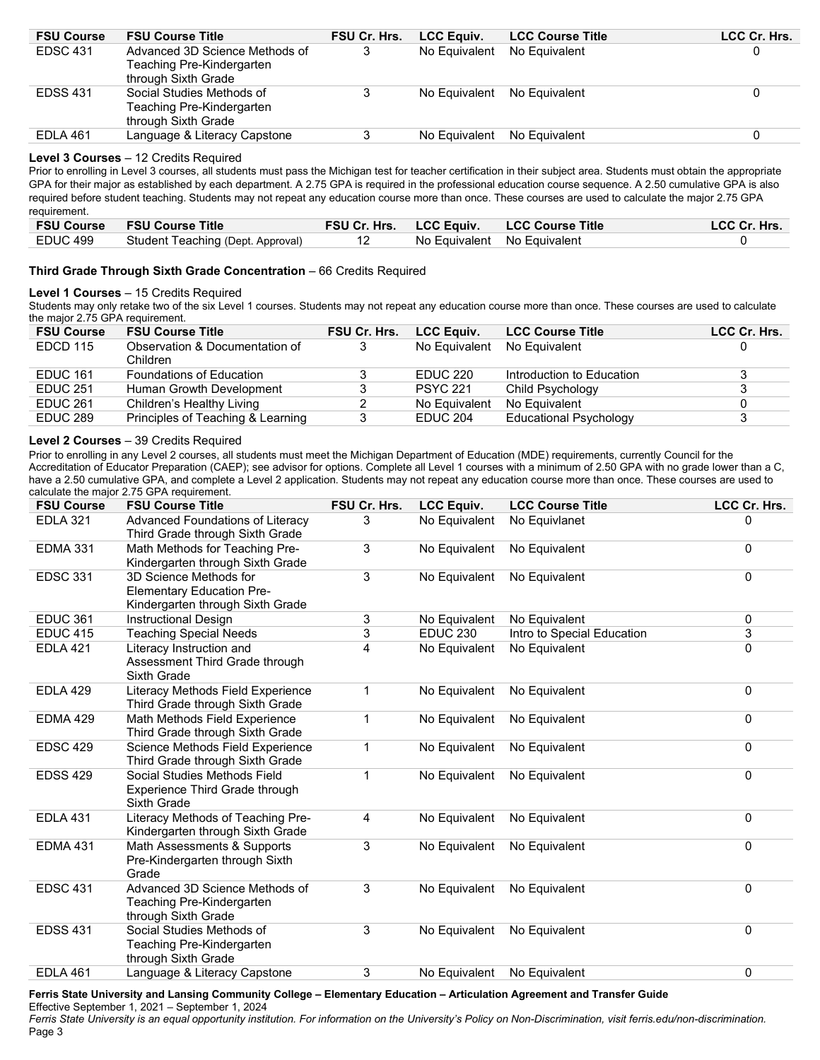| FSU Course | FSU Course Title | FSU Cr. Hrs. | LCC Equiv. | LCC Course Title | LCC Cr. Hrs. |
|---|---|---|---|---|---|
| EDSC 431 | Advanced 3D Science Methods of Teaching Pre-Kindergarten through Sixth Grade | 3 | No Equivalent | No Equivalent | 0 |
| EDSS 431 | Social Studies Methods of Teaching Pre-Kindergarten through Sixth Grade | 3 | No Equivalent | No Equivalent | 0 |
| EDLA 461 | Language & Literacy Capstone | 3 | No Equivalent | No Equivalent | 0 |

**Level 3 Courses** – 12 Credits Required

Prior to enrolling in Level 3 courses, all students must pass the Michigan test for teacher certification in their subject area. Students must obtain the appropriate GPA for their major as established by each department. A 2.75 GPA is required in the professional education course sequence. A 2.50 cumulative GPA is also required before student teaching. Students may not repeat any education course more than once. These courses are used to calculate the major 2.75 GPA requirement.

| FSU Course | FSU Course Title | FSU Cr. Hrs. | LCC Equiv. | LCC Course Title | LCC Cr. Hrs. |
|---|---|---|---|---|---|
| EDUC 499 | Student Teaching (Dept. Approval) | 12 | No Equivalent | No Equivalent | 0 |

**Third Grade Through Sixth Grade Concentration** – 66 Credits Required

**Level 1 Courses** – 15 Credits Required

Students may only retake two of the six Level 1 courses. Students may not repeat any education course more than once. These courses are used to calculate the major 2.75 GPA requirement.

| FSU Course | FSU Course Title | FSU Cr. Hrs. | LCC Equiv. | LCC Course Title | LCC Cr. Hrs. |
|---|---|---|---|---|---|
| EDCD 115 | Observation & Documentation of Children | 3 | No Equivalent | No Equivalent | 0 |
| EDUC 161 | Foundations of Education | 3 | EDUC 220 | Introduction to Education | 3 |
| EDUC 251 | Human Growth Development | 3 | PSYC 221 | Child Psychology | 3 |
| EDUC 261 | Children's Healthy Living | 2 | No Equivalent | No Equivalent | 0 |
| EDUC 289 | Principles of Teaching & Learning | 3 | EDUC 204 | Educational Psychology | 3 |

**Level 2 Courses** – 39 Credits Required

Prior to enrolling in any Level 2 courses, all students must meet the Michigan Department of Education (MDE) requirements, currently Council for the Accreditation of Educator Preparation (CAEP); see advisor for options. Complete all Level 1 courses with a minimum of 2.50 GPA with no grade lower than a C, have a 2.50 cumulative GPA, and complete a Level 2 application. Students may not repeat any education course more than once. These courses are used to calculate the major 2.75 GPA requirement.

| FSU Course | FSU Course Title | FSU Cr. Hrs. | LCC Equiv. | LCC Course Title | LCC Cr. Hrs. |
|---|---|---|---|---|---|
| EDLA 321 | Advanced Foundations of Literacy Third Grade through Sixth Grade | 3 | No Equivalent | No Equivlanet | 0 |
| EDMA 331 | Math Methods for Teaching Pre-Kindergarten through Sixth Grade | 3 | No Equivalent | No Equivalent | 0 |
| EDSC 331 | 3D Science Methods for Elementary Education Pre-Kindergarten through Sixth Grade | 3 | No Equivalent | No Equivalent | 0 |
| EDUC 361 | Instructional Design | 3 | No Equivalent | No Equivalent | 0 |
| EDUC 415 | Teaching Special Needs | 3 | EDUC 230 | Intro to Special Education | 3 |
| EDLA 421 | Literacy Instruction and Assessment Third Grade through Sixth Grade | 4 | No Equivalent | No Equivalent | 0 |
| EDLA 429 | Literacy Methods Field Experience Third Grade through Sixth Grade | 1 | No Equivalent | No Equivalent | 0 |
| EDMA 429 | Math Methods Field Experience Third Grade through Sixth Grade | 1 | No Equivalent | No Equivalent | 0 |
| EDSC 429 | Science Methods Field Experience Third Grade through Sixth Grade | 1 | No Equivalent | No Equivalent | 0 |
| EDSS 429 | Social Studies Methods Field Experience Third Grade through Sixth Grade | 1 | No Equivalent | No Equivalent | 0 |
| EDLA 431 | Literacy Methods of Teaching Pre-Kindergarten through Sixth Grade | 4 | No Equivalent | No Equivalent | 0 |
| EDMA 431 | Math Assessments & Supports Pre-Kindergarten through Sixth Grade | 3 | No Equivalent | No Equivalent | 0 |
| EDSC 431 | Advanced 3D Science Methods of Teaching Pre-Kindergarten through Sixth Grade | 3 | No Equivalent | No Equivalent | 0 |
| EDSS 431 | Social Studies Methods of Teaching Pre-Kindergarten through Sixth Grade | 3 | No Equivalent | No Equivalent | 0 |
| EDLA 461 | Language & Literacy Capstone | 3 | No Equivalent | No Equivalent | 0 |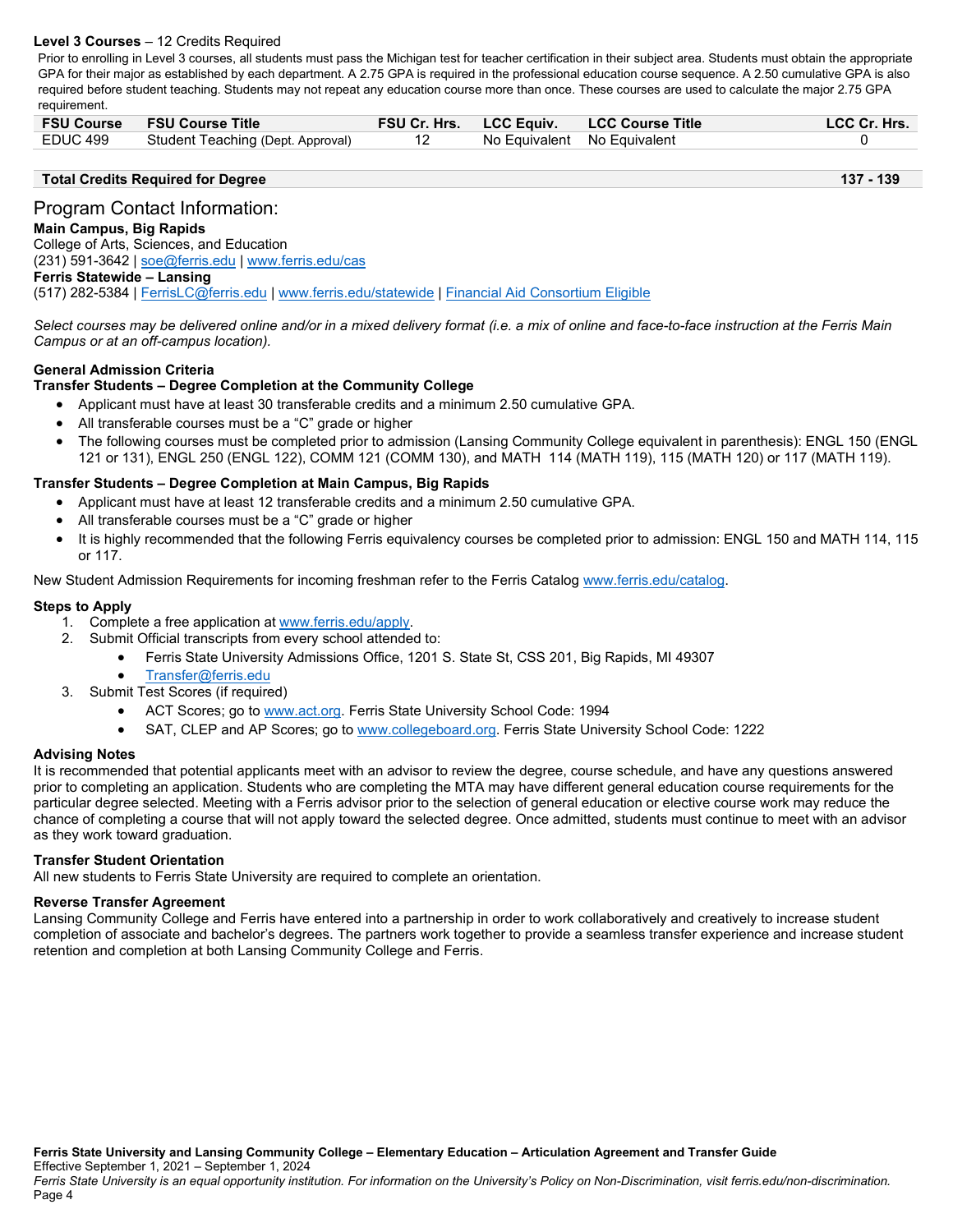**Level 3 Courses** – 12 Credits Required

Prior to enrolling in Level 3 courses, all students must pass the Michigan test for teacher certification in their subject area. Students must obtain the appropriate GPA for their major as established by each department. A 2.75 GPA is required in the professional education course sequence. A 2.50 cumulative GPA is also required before student teaching. Students may not repeat any education course more than once. These courses are used to calculate the major 2.75 GPA requirement.

| FSU Course | FSU Course Title | FSU Cr. Hrs. | LCC Equiv. | LCC Course Title | LCC Cr. Hrs. |
|---|---|---|---|---|---|
| EDUC 499 | Student Teaching (Dept. Approval) | 12 | No Equivalent | No Equivalent | 0 |

| Total Credits Required for Degree | 137 - 139 |
|---|---|

## Program Contact Information:

**Main Campus, Big Rapids**
College of Arts, Sciences, and Education
(231) 591-3642 | soe@ferris.edu | www.ferris.edu/cas
**Ferris Statewide – Lansing**
(517) 282-5384 | FerrisLC@ferris.edu | www.ferris.edu/statewide | Financial Aid Consortium Eligible

*Select courses may be delivered online and/or in a mixed delivery format (i.e. a mix of online and face-to-face instruction at the Ferris Main Campus or at an off-campus location).*

**General Admission Criteria**
**Transfer Students – Degree Completion at the Community College**

- Applicant must have at least 30 transferable credits and a minimum 2.50 cumulative GPA.
- All transferable courses must be a "C" grade or higher
- The following courses must be completed prior to admission (Lansing Community College equivalent in parenthesis): ENGL 150 (ENGL 121 or 131), ENGL 250 (ENGL 122), COMM 121 (COMM 130), and MATH 114 (MATH 119), 115 (MATH 120) or 117 (MATH 119).

**Transfer Students – Degree Completion at Main Campus, Big Rapids**

- Applicant must have at least 12 transferable credits and a minimum 2.50 cumulative GPA.
- All transferable courses must be a "C" grade or higher
- It is highly recommended that the following Ferris equivalency courses be completed prior to admission: ENGL 150 and MATH 114, 115 or 117.

New Student Admission Requirements for incoming freshman refer to the Ferris Catalog www.ferris.edu/catalog.

**Steps to Apply**

1. Complete a free application at www.ferris.edu/apply.
2. Submit Official transcripts from every school attended to:
   - Ferris State University Admissions Office, 1201 S. State St, CSS 201, Big Rapids, MI 49307
   - Transfer@ferris.edu
3. Submit Test Scores (if required)
   - ACT Scores; go to www.act.org. Ferris State University School Code: 1994
   - SAT, CLEP and AP Scores; go to www.collegeboard.org. Ferris State University School Code: 1222

**Advising Notes**
It is recommended that potential applicants meet with an advisor to review the degree, course schedule, and have any questions answered prior to completing an application. Students who are completing the MTA may have different general education course requirements for the particular degree selected. Meeting with a Ferris advisor prior to the selection of general education or elective course work may reduce the chance of completing a course that will not apply toward the selected degree. Once admitted, students must continue to meet with an advisor as they work toward graduation.

**Transfer Student Orientation**
All new students to Ferris State University are required to complete an orientation.

**Reverse Transfer Agreement**
Lansing Community College and Ferris have entered into a partnership in order to work collaboratively and creatively to increase student completion of associate and bachelor's degrees. The partners work together to provide a seamless transfer experience and increase student retention and completion at both Lansing Community College and Ferris.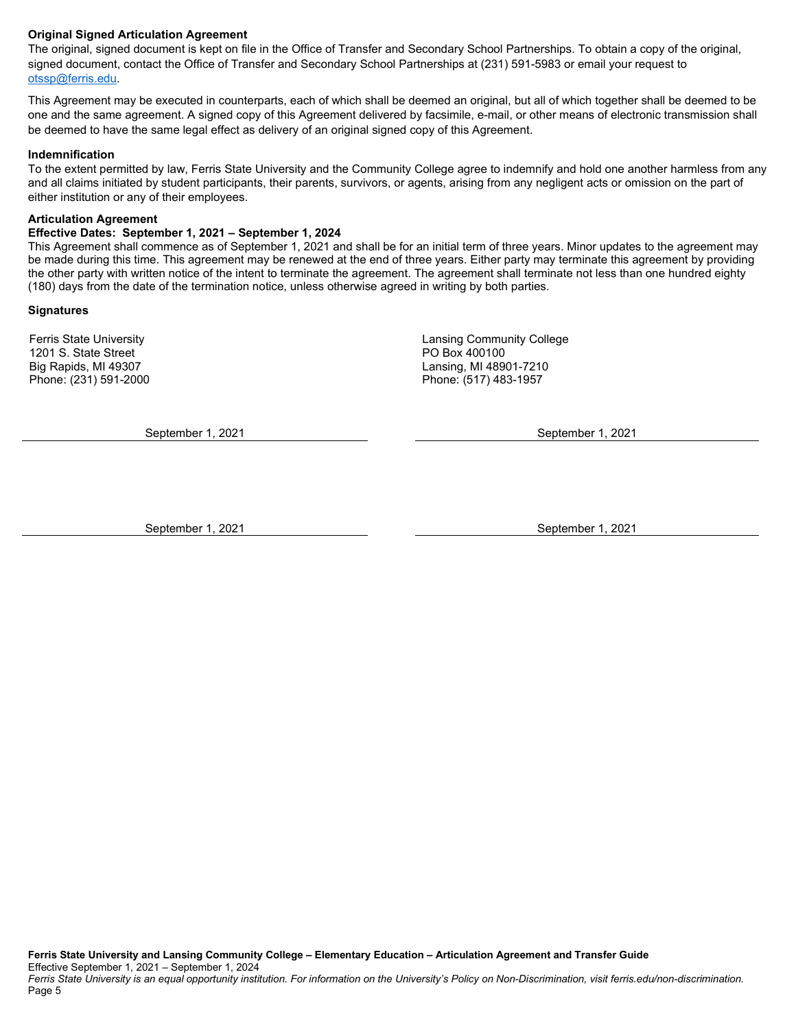**Original Signed Articulation Agreement**

The original, signed document is kept on file in the Office of Transfer and Secondary School Partnerships. To obtain a copy of the original, signed document, contact the Office of Transfer and Secondary School Partnerships at (231) 591-5983 or email your request to otssp@ferris.edu.

This Agreement may be executed in counterparts, each of which shall be deemed an original, but all of which together shall be deemed to be one and the same agreement. A signed copy of this Agreement delivered by facsimile, e-mail, or other means of electronic transmission shall be deemed to have the same legal effect as delivery of an original signed copy of this Agreement.

**Indemnification**

To the extent permitted by law, Ferris State University and the Community College agree to indemnify and hold one another harmless from any and all claims initiated by student participants, their parents, survivors, or agents, arising from any negligent acts or omission on the part of either institution or any of their employees.

**Articulation Agreement**

**Effective Dates: September 1, 2021 – September 1, 2024**

This Agreement shall commence as of September 1, 2021 and shall be for an initial term of three years. Minor updates to the agreement may be made during this time. This agreement may be renewed at the end of three years. Either party may terminate this agreement by providing the other party with written notice of the intent to terminate the agreement. The agreement shall terminate not less than one hundred eighty (180) days from the date of the termination notice, unless otherwise agreed in writing by both parties.

**Signatures**

Ferris State University
1201 S. State Street
Big Rapids, MI 49307
Phone: (231) 591-2000

September 1, 2021

September 1, 2021

Lansing Community College
PO Box 400100
Lansing, MI 48901-7210
Phone: (517) 483-1957

September 1, 2021

September 1, 2021

**Ferris State University and Lansing Community College – Elementary Education – Articulation Agreement and Transfer Guide**
Effective September 1, 2021 – September 1, 2024
*Ferris State University is an equal opportunity institution. For information on the University's Policy on Non-Discrimination, visit ferris.edu/non-discrimination.*